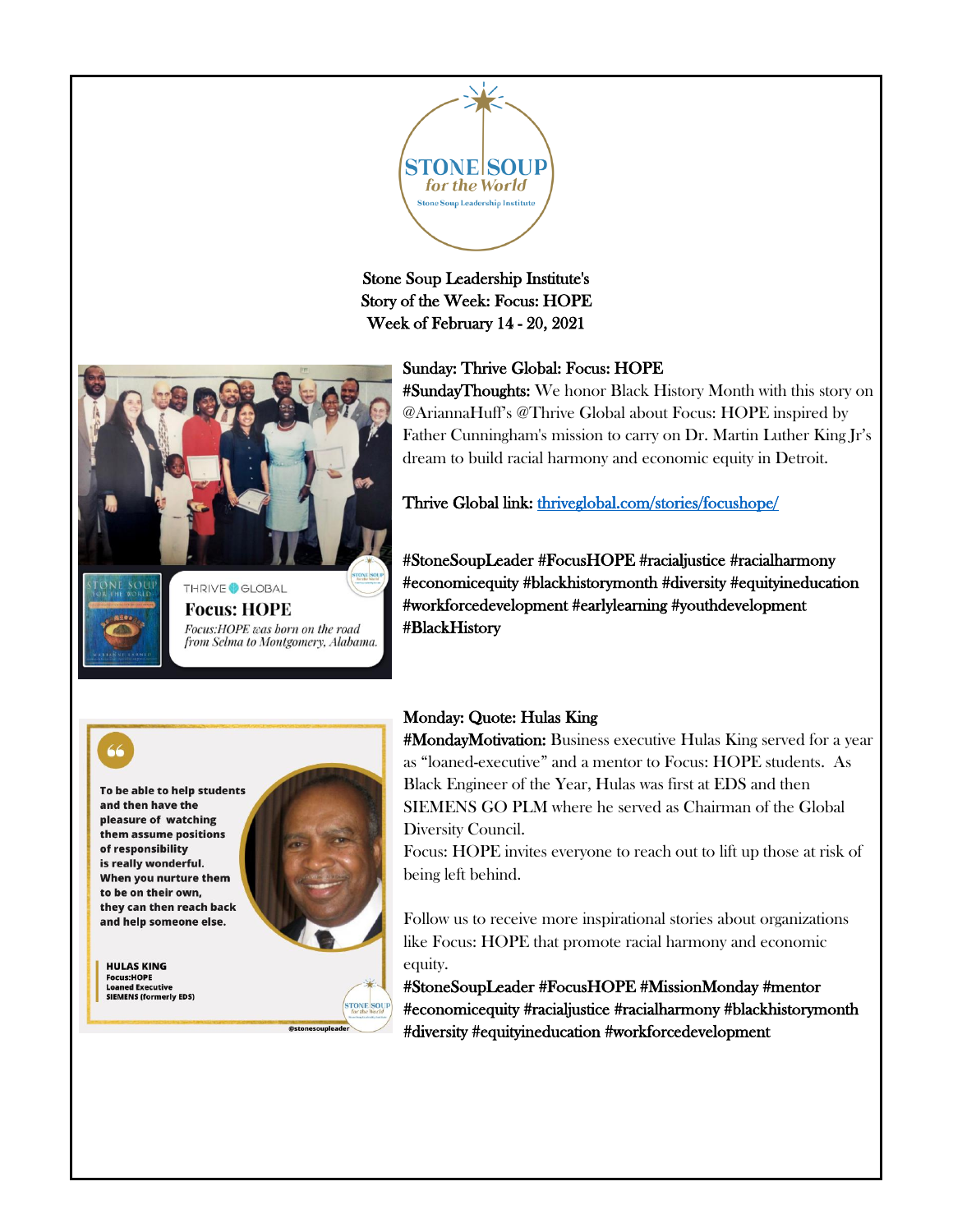Stone Soup Leadership Institute's
Story of the Week: Focus: HOPE
Week of February 14 - 20, 2021

**Sunday: Thrive Global: Focus: HOPE**

**#SundayThoughts:** We honor Black History Month with this story on @AriannaHuff's @Thrive Global about Focus: HOPE inspired by Father Cunningham's mission to carry on Dr. Martin Luther King Jr's dream to build racial harmony and economic equity in Detroit.

Thrive Global link: [thriveglobal.com/stories/focushope/](thriveglobal.com/stories/focushope/)

#StoneSoupLeader #FocusHOPE #racialjustice #racialharmony #economicequity #blackhistorymonth #diversity #equityineducation #workforcedevelopment #earlylearning #youthdevelopment #BlackHistory

**Monday: Quote: Hulas King**

**#MondayMotivation:** Business executive Hulas King served for a year as "loaned-executive" and a mentor to Focus: HOPE students. As Black Engineer of the Year, Hulas was first at EDS and then SIEMENS GO PLM where he served as Chairman of the Global Diversity Council.

Focus: HOPE invites everyone to reach out to lift up those at risk of being left behind.

Follow us to receive more inspirational stories about organizations like Focus: HOPE that promote racial harmony and economic equity.

#StoneSoupLeader #FocusHOPE #MissionMonday #mentor #economicequity #racialjustice #racialharmony #blackhistorymonth #diversity #equityineducation #workforcedevelopment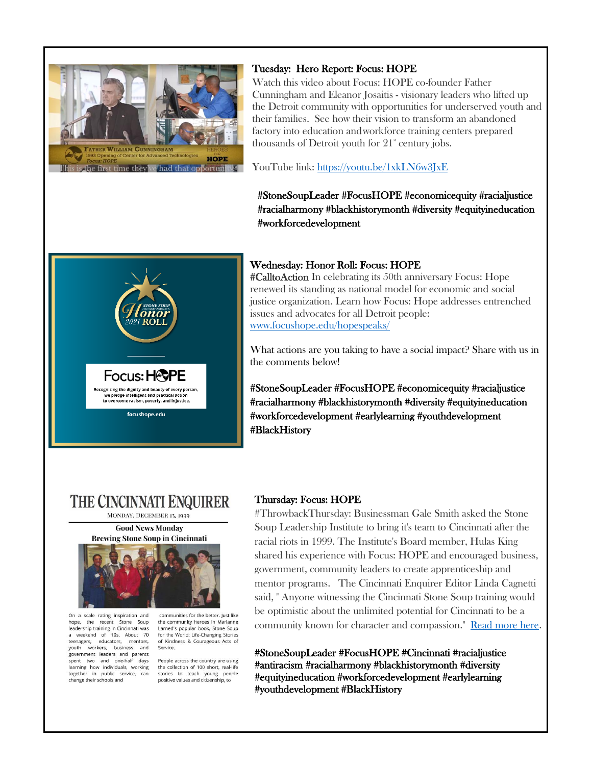**Tuesday: Hero Report: Focus: HOPE**

Watch this video about Focus: HOPE co-founder Father Cunningham and Eleanor Josaitis - visionary leaders who lifted up the Detroit community with opportunities for underserved youth and their families. See how their vision to transform an abandoned factory into education andworkforce training centers prepared thousands of Detroit youth for 21st century jobs.

YouTube link: https://youtu.be/1xkLN6w3JxE

#StoneSoupLeader #FocusHOPE #economicequity #racialjustice #racialharmony #blackhistorymonth #diversity #equityineducation #workforcedevelopment

**Wednesday: Honor Roll: Focus: HOPE**

#CalltoAction In celebrating its 50th anniversary Focus: Hope renewed its standing as national model for economic and social justice organization. Learn how Focus: Hope addresses entrenched issues and advocates for all Detroit people: www.focushope.edu/hopespeaks/

What actions are you taking to have a social impact? Share with us in the comments below!

#StoneSoupLeader #FocusHOPE #economicequity #racialjustice #racialharmony #blackhistorymonth #diversity #equityineducation #workforcedevelopment #earlylearning #youthdevelopment #BlackHistory

**Thursday: Focus: HOPE**

#ThrowbackThursday: Businessman Gale Smith asked the Stone Soup Leadership Institute to bring it's team to Cincinnati after the racial riots in 1999. The Institute's Board member, Hulas King shared his experience with Focus: HOPE and encouraged business, government, community leaders to create apprenticeship and mentor programs. The Cincinnati Enquirer Editor Linda Cagnetti said, " Anyone witnessing the Cincinnati Stone Soup training would be optimistic about the unlimited potential for Cincinnati to be a community known for character and compassion." Read more here.

#StoneSoupLeader #FocusHOPE #Cincinnati #racialjustice #antiracism #racialharmony #blackhistorymonth #diversity #equityineducation #workforcedevelopment #earlylearning #youthdevelopment #BlackHistory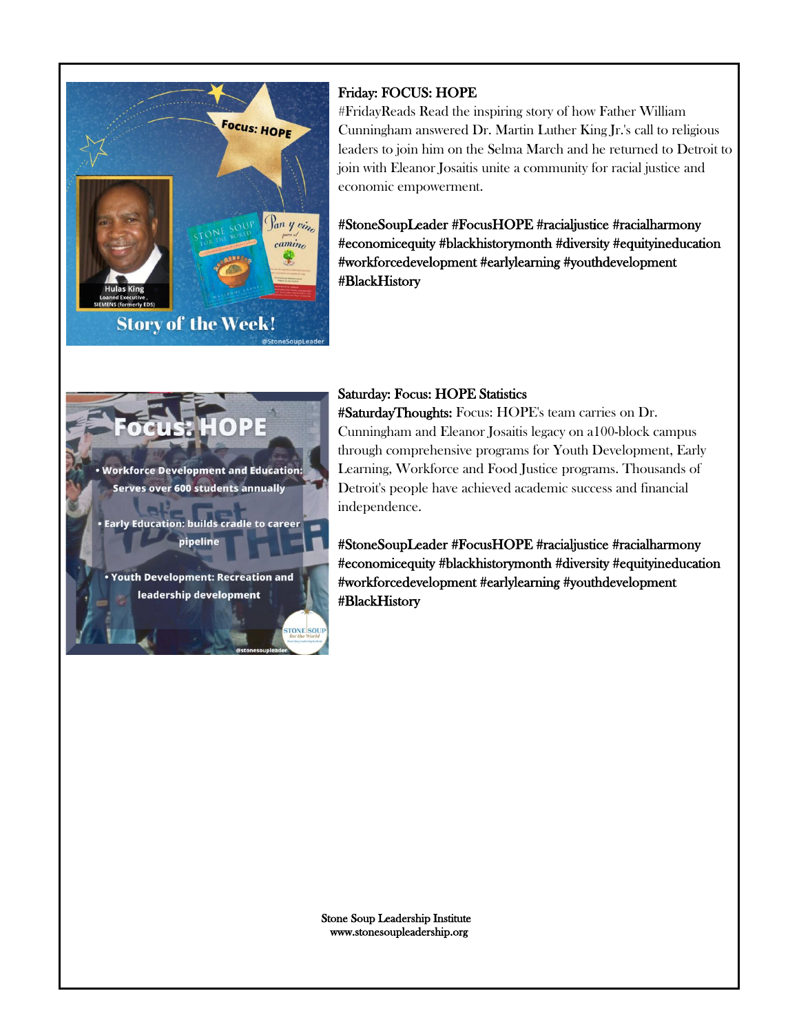**Friday: FOCUS: HOPE**

#FridayReads Read the inspiring story of how Father William Cunningham answered Dr. Martin Luther King Jr.'s call to religious leaders to join him on the Selma March and he returned to Detroit to join with Eleanor Josaitis unite a community for racial justice and economic empowerment.

#StoneSoupLeader #FocusHOPE #racialjustice #racialharmony #economicequity #blackhistorymonth #diversity #equityineducation #workforcedevelopment #earlylearning #youthdevelopment #BlackHistory

**Saturday: Focus: HOPE Statistics**

**#SaturdayThoughts:** Focus: HOPE's team carries on Dr. Cunningham and Eleanor Josaitis legacy on a100-block campus through comprehensive programs for Youth Development, Early Learning, Workforce and Food Justice programs. Thousands of Detroit's people have achieved academic success and financial independence.

#StoneSoupLeader #FocusHOPE #racialjustice #racialharmony #economicequity #blackhistorymonth #diversity #equityineducation #workforcedevelopment #earlylearning #youthdevelopment #BlackHistory

Stone Soup Leadership Institute
www.stonesoupleadership.org